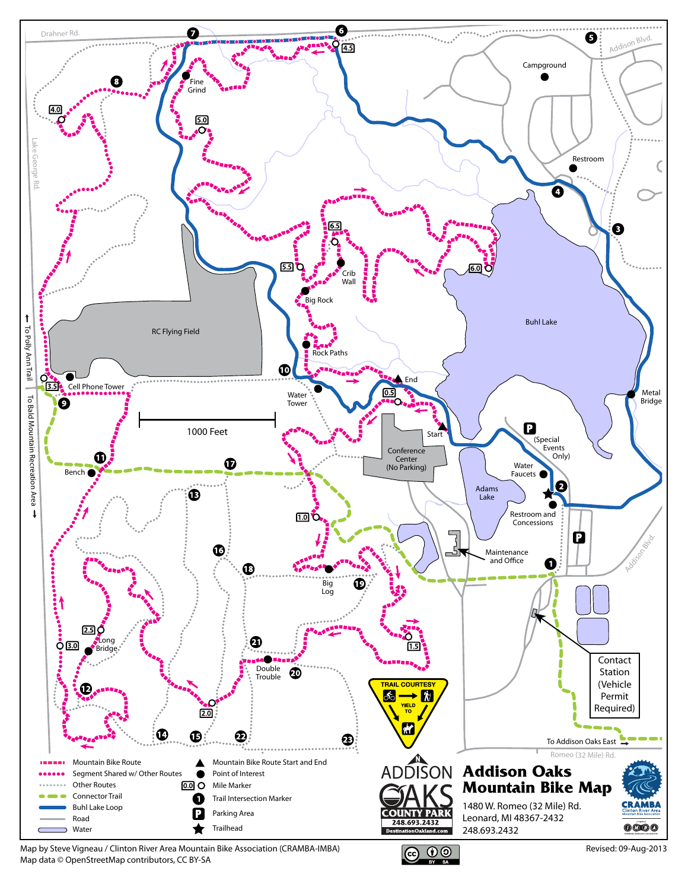# Addison Oaks Mountain Bike Map

1480 W. Romeo (32 Mile) Rd.
Leonard, MI 48367-2432
248.693.2432

ADDISON OAKS COUNTY PARK
248.693.2432
DestinationOakland.com

Drahner Rd.
Addison Blvd.
Lake George Rd.
Romeo (32 Mile) Rd.

Campground
Restroom
Fine Grind
Crib Wall
Big Rock
Rock Paths
Buhl Lake
Metal Bridge
RC Flying Field
Cell Phone Tower
Water Tower
End
Start
Conference Center (No Parking)
(Special Events Only)
Water Faucets
Adams Lake
Restroom and Concessions
Maintenance and Office
Bench
Big Log
Long Bridge
Double Trouble
Contact Station (Vehicle Permit Required)
To Addison Oaks East →
↑ To Polly Ann Trail
To Bald Mountain Recreation Area ↓

1000 Feet

TRAIL COURTESY — YIELD TO

## Legend

- Mountain Bike Route
- Segment Shared w/ Other Routes
- Other Routes
- Connector Trail
- Buhl Lake Loop
- Road
- Water
- Mountain Bike Route Start and End
- Point of Interest
- Mile Marker
- Trail Intersection Marker
- Parking Area
- Trailhead

CRAMBA Clinton River Area Mountain Bike Association

Map by Steve Vigneau / Clinton River Area Mountain Bike Association (CRAMBA-IMBA)
Map data © OpenStreetMap contributors, CC BY-SA

Revised: 09-Aug-2013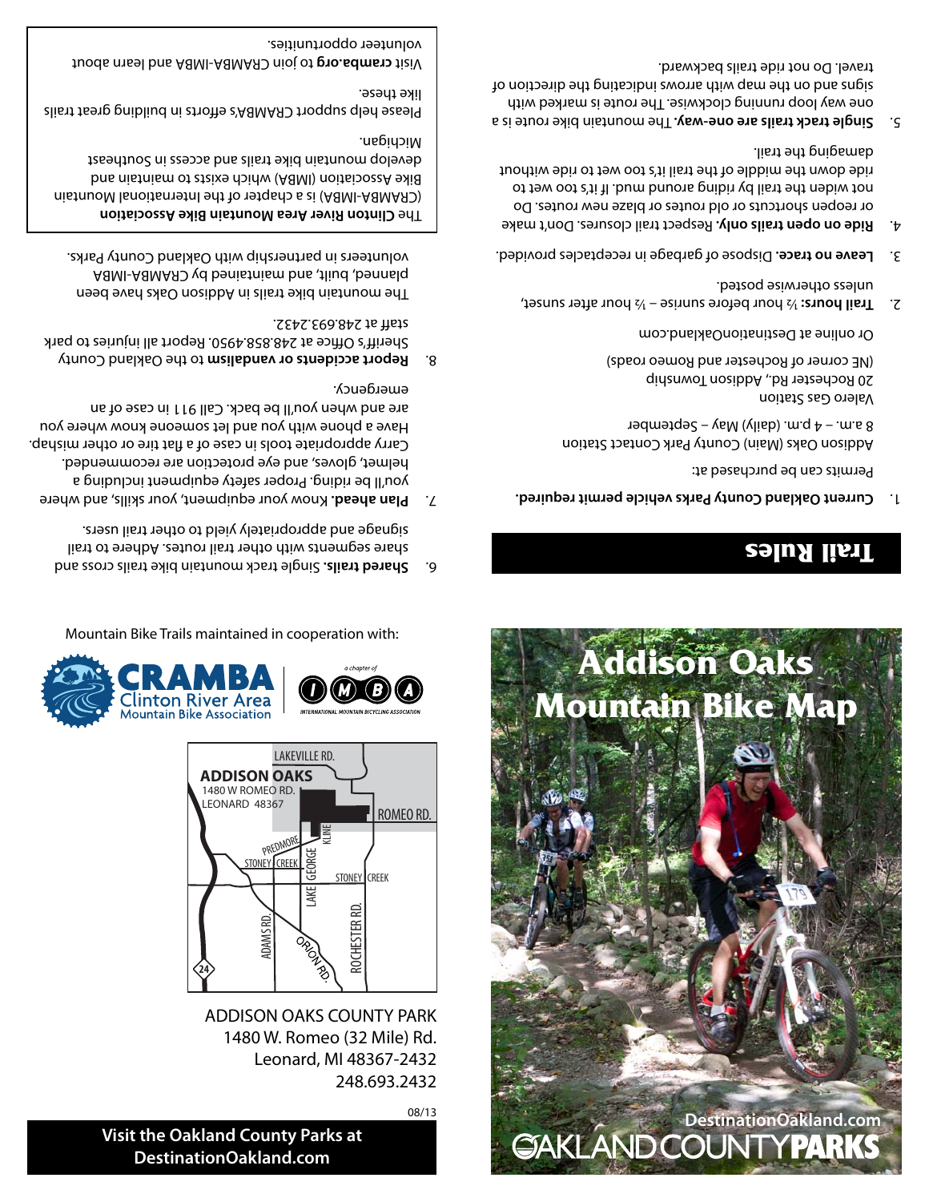## Trail Rules

1. **Current Oakland County Parks vehicle permit required.**

   Permits can be purchased at:

   Addison Oaks (Main) County Park Contact Station
   8 a.m. – 4 p.m. (daily) May – September

   Valero Gas Station
   20 Rochester Rd., Addison Township
   (NE corner of Rochester and Romeo roads)

   Or online at DestinationOakland.com

2. **Trail hours:** ½ hour before sunrise – ½ hour after sunset, unless otherwise posted.

3. **Leave no trace.** Dispose of garbage in receptacles provided.

4. **Ride on open trails only.** Respect trail closures. Don't make or reopen shortcuts or old routes or blaze new routes. Do not widen the trail by riding around mud. If it's too wet to ride down the middle of the trail it's too wet to ride without damaging the trail.

5. **Single track trails are one-way.** The mountain bike route is a one way loop running clockwise. The route is marked with signs and on the map with arrows indicating the direction of travel. Do not ride trails backward.

6. **Shared trails.** Single track mountain bike trails cross and share segments with other trail routes. Adhere to trail signage and appropriately yield to other trail users.

7. **Plan ahead.** Know your equipment, your skills, and where you'll be riding. Proper safety equipment including a helmet, gloves, and eye protection are recommended. Carry appropriate tools in case of a flat tire or other mishap. Have a phone with you and let someone know where you are and when you'll be back. Call 911 in case of an emergency.

8. **Report accidents or vandalism** to the Oakland County Sheriff's Office at 248.858.4950. Report all injuries to park staff at 248.693.2432.

The mountain bike trails in Addison Oaks have been planned, built, and maintained by CRAMBA-IMBA volunteers in partnership with Oakland County Parks.

The **Clinton River Area Mountain Bike Association** (CRAMBA-IMBA) is a chapter of the International Mountain Bike Association (IMBA) which exists to maintain and develop mountain bike trails and access in Southeast Michigan.

Please help support CRAMBA's efforts in building great trails like these.

Visit **cramba.org** to join CRAMBA-IMBA and learn about volunteer opportunities.

Mountain Bike Trails maintained in cooperation with:

CRAMBA Clinton River Area Mountain Bike Association

a chapter of IMBA INTERNATIONAL MOUNTAIN BICYCLING ASSOCIATION

LAKEVILLE RD.
ADDISON OAKS
1480 W ROMEO RD.
LEONARD 48367
ROMEO RD.
KLINE
PREDMORE
STONEY CREEK
LAKE GEORGE
STONEY CREEK
ADAMS RD.
ORION RD.
ROCHESTER RD.
24

ADDISON OAKS COUNTY PARK
1480 W. Romeo (32 Mile) Rd.
Leonard, MI 48367-2432
248.693.2432

08/13

**Visit the Oakland County Parks at DestinationOakland.com**

# Addison Oaks Mountain Bike Map

DestinationOakland.com
OAKLAND COUNTY PARKS